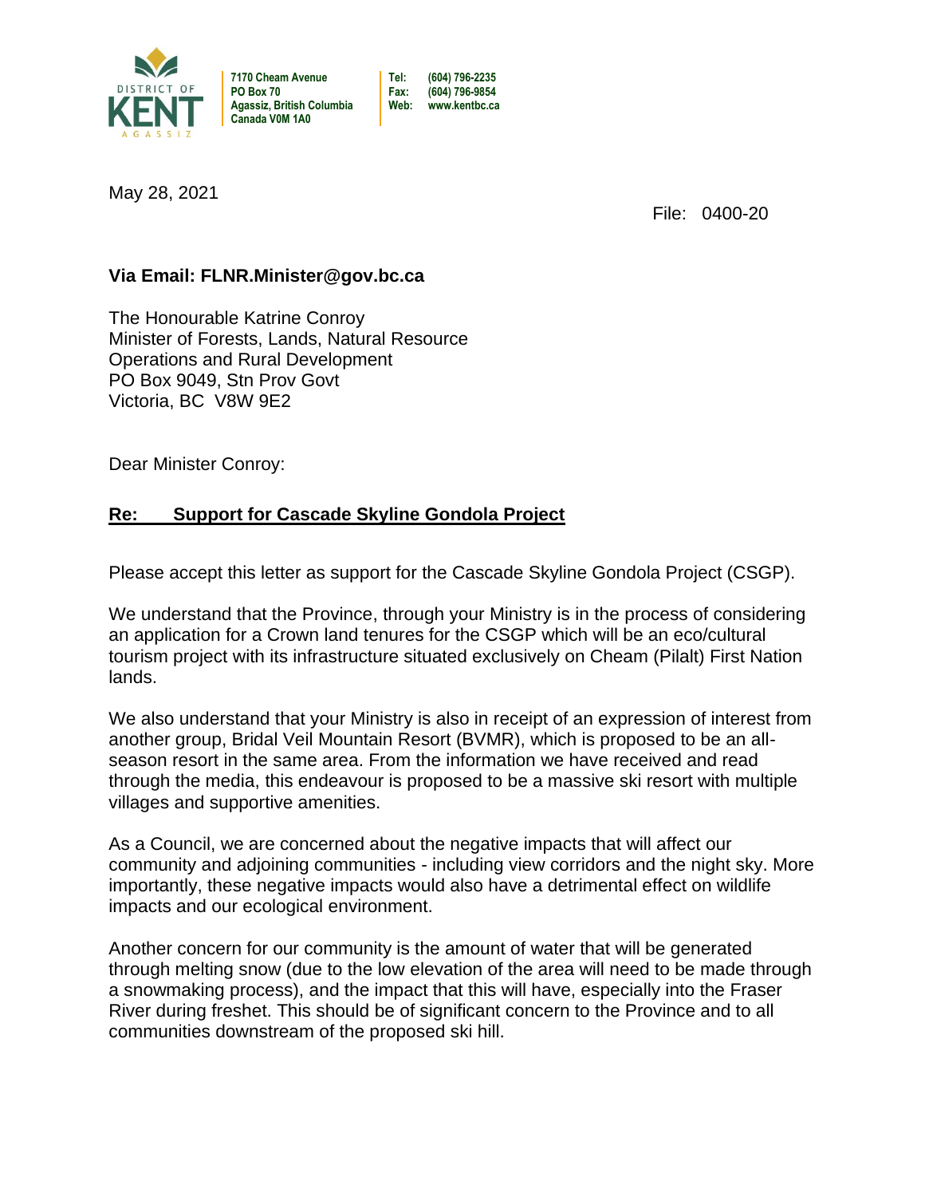DISTRICT OF **KENT** AGASSIZ

**7170 Cheam Avenue**
**PO Box 70**
**Agassiz, British Columbia**
**Canada V0M 1A0**

**Tel: (604) 796-2235**
**Fax: (604) 796-9854**
**Web: www.kentbc.ca**

May 28, 2021

File: 0400-20

**Via Email: FLNR.Minister@gov.bc.ca**

The Honourable Katrine Conroy
Minister of Forests, Lands, Natural Resource Operations and Rural Development
PO Box 9049, Stn Prov Govt
Victoria, BC V8W 9E2

Dear Minister Conroy:

**Re: Support for Cascade Skyline Gondola Project**

Please accept this letter as support for the Cascade Skyline Gondola Project (CSGP).

We understand that the Province, through your Ministry is in the process of considering an application for a Crown land tenures for the CSGP which will be an eco/cultural tourism project with its infrastructure situated exclusively on Cheam (Pilalt) First Nation lands.

We also understand that your Ministry is also in receipt of an expression of interest from another group, Bridal Veil Mountain Resort (BVMR), which is proposed to be an all-season resort in the same area. From the information we have received and read through the media, this endeavour is proposed to be a massive ski resort with multiple villages and supportive amenities.

As a Council, we are concerned about the negative impacts that will affect our community and adjoining communities - including view corridors and the night sky. More importantly, these negative impacts would also have a detrimental effect on wildlife impacts and our ecological environment.

Another concern for our community is the amount of water that will be generated through melting snow (due to the low elevation of the area will need to be made through a snowmaking process), and the impact that this will have, especially into the Fraser River during freshet. This should be of significant concern to the Province and to all communities downstream of the proposed ski hill.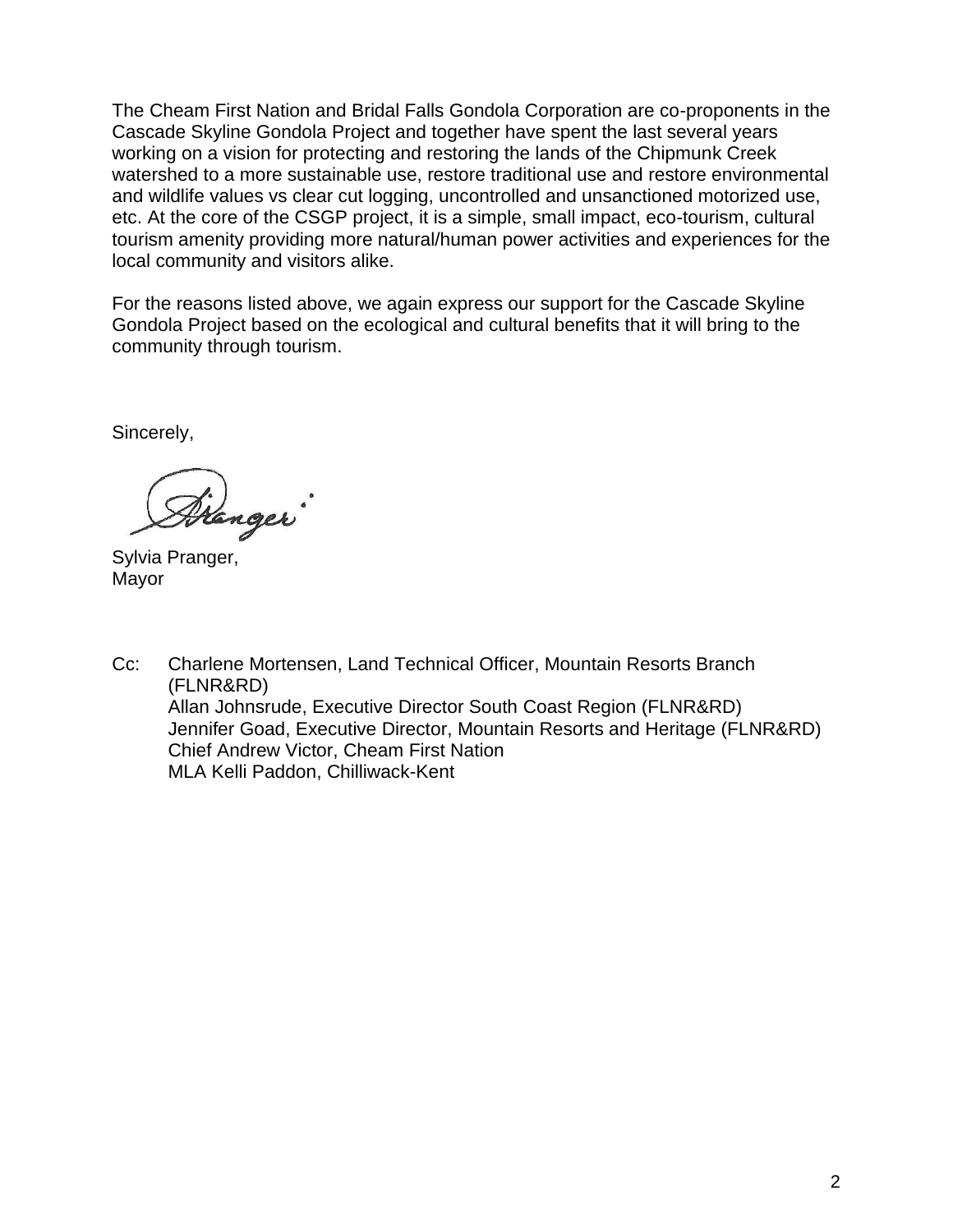The Cheam First Nation and Bridal Falls Gondola Corporation are co-proponents in the Cascade Skyline Gondola Project and together have spent the last several years working on a vision for protecting and restoring the lands of the Chipmunk Creek watershed to a more sustainable use, restore traditional use and restore environmental and wildlife values vs clear cut logging, uncontrolled and unsanctioned motorized use, etc. At the core of the CSGP project, it is a simple, small impact, eco-tourism, cultural tourism amenity providing more natural/human power activities and experiences for the local community and visitors alike.

For the reasons listed above, we again express our support for the Cascade Skyline Gondola Project based on the ecological and cultural benefits that it will bring to the community through tourism.

Sincerely,

Sylvia Pranger,
Mayor

Cc: Charlene Mortensen, Land Technical Officer, Mountain Resorts Branch (FLNR&RD)
Allan Johnsrude, Executive Director South Coast Region (FLNR&RD)
Jennifer Goad, Executive Director, Mountain Resorts and Heritage (FLNR&RD)
Chief Andrew Victor, Cheam First Nation
MLA Kelli Paddon, Chilliwack-Kent